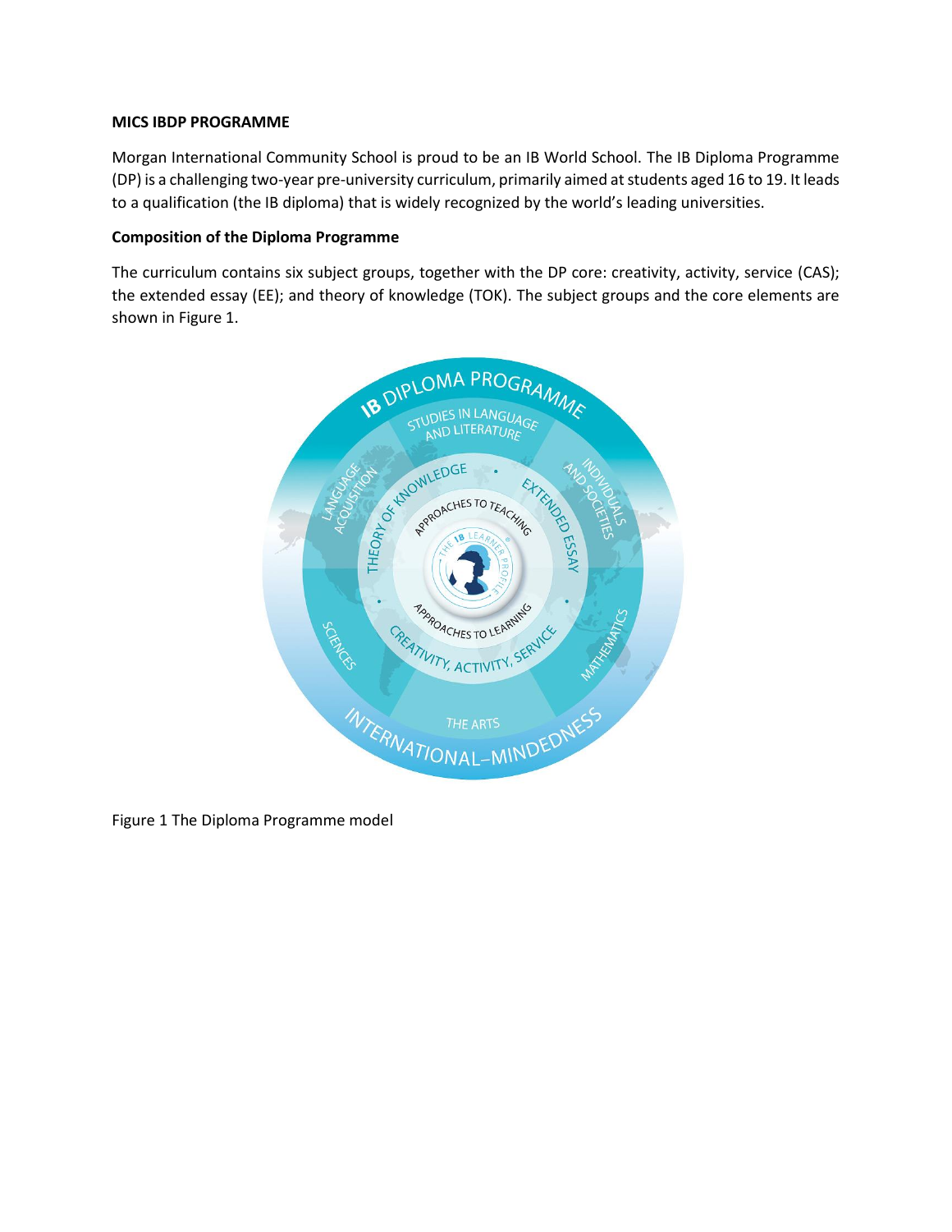**MICS IBDP PROGRAMME**

Morgan International Community School is proud to be an IB World School. The IB Diploma Programme (DP) is a challenging two-year pre-university curriculum, primarily aimed at students aged 16 to 19. It leads to a qualification (the IB diploma) that is widely recognized by the world's leading universities.

**Composition of the Diploma Programme**

The curriculum contains six subject groups, together with the DP core: creativity, activity, service (CAS); the extended essay (EE); and theory of knowledge (TOK). The subject groups and the core elements are shown in Figure 1.

IB DIPLOMA PROGRAMME
STUDIES IN LANGUAGE AND LITERATURE
LANGUAGE ACQUISITION
INDIVIDUALS AND SOCIETIES
SCIENCES
MATHEMATICS
THE ARTS
THEORY OF KNOWLEDGE
EXTENDED ESSAY
CREATIVITY, ACTIVITY, SERVICE
APPROACHES TO TEACHING
APPROACHES TO LEARNING
THE IB LEARNER PROFILE
INTERNATIONAL-MINDEDNESS

Figure 1 The Diploma Programme model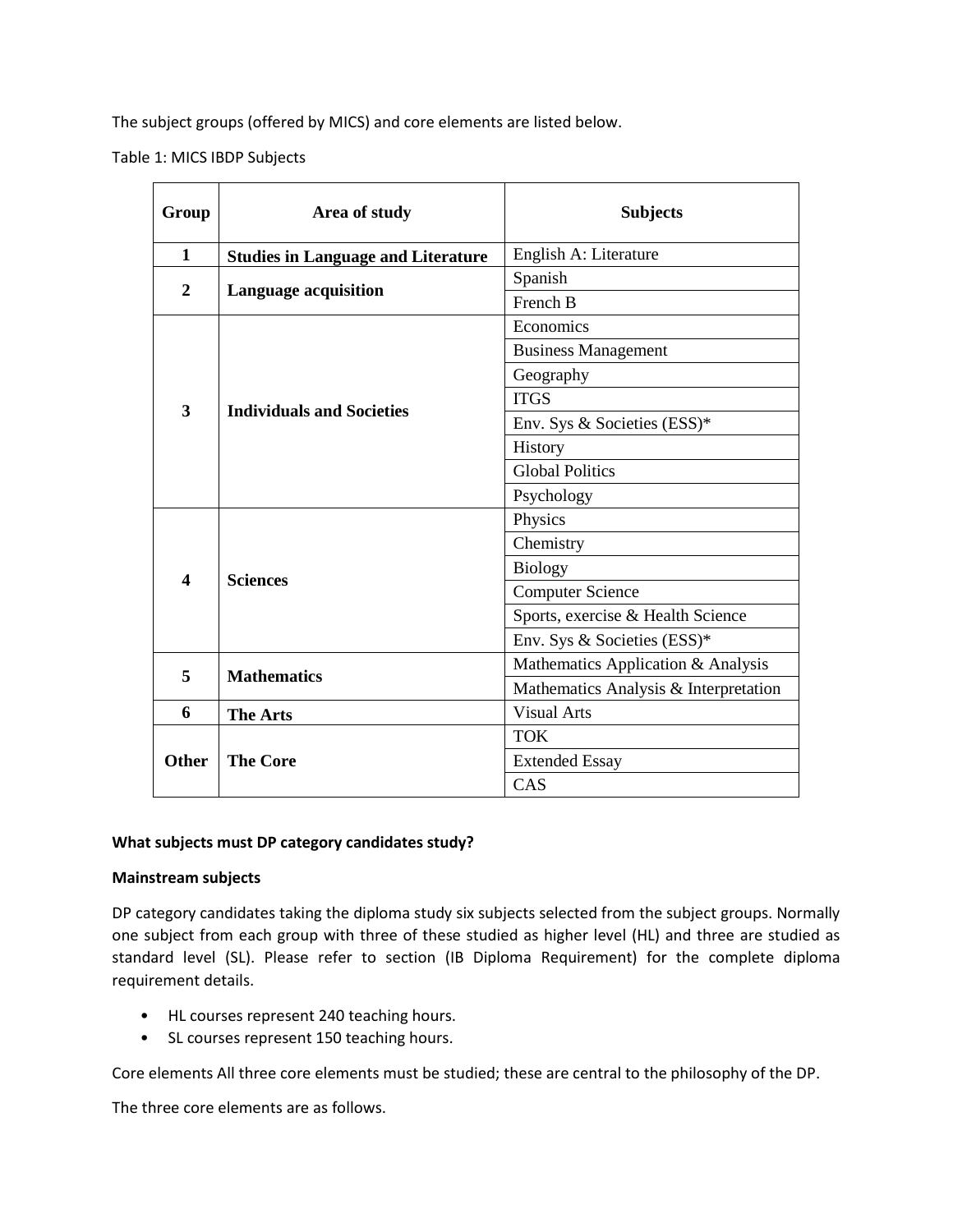The subject groups (offered by MICS) and core elements are listed below.

Table 1: MICS IBDP Subjects

| Group | Area of study | Subjects |
|---|---|---|
| 1 | **Studies in Language and Literature** | English A: Literature |
| 2 | **Language acquisition** | Spanish |
| | | French B |
| 3 | **Individuals and Societies** | Economics |
| | | Business Management |
| | | Geography |
| | | ITGS |
| | | Env. Sys & Societies (ESS)* |
| | | History |
| | | Global Politics |
| | | Psychology |
| 4 | **Sciences** | Physics |
| | | Chemistry |
| | | Biology |
| | | Computer Science |
| | | Sports, exercise & Health Science |
| | | Env. Sys & Societies (ESS)* |
| 5 | **Mathematics** | Mathematics Application & Analysis |
| | | Mathematics Analysis & Interpretation |
| 6 | **The Arts** | Visual Arts |
| Other | **The Core** | TOK |
| | | Extended Essay |
| | | CAS |

**What subjects must DP category candidates study?**

**Mainstream subjects**

DP category candidates taking the diploma study six subjects selected from the subject groups. Normally one subject from each group with three of these studied as higher level (HL) and three are studied as standard level (SL). Please refer to section (IB Diploma Requirement) for the complete diploma requirement details.

- HL courses represent 240 teaching hours.
- SL courses represent 150 teaching hours.

Core elements All three core elements must be studied; these are central to the philosophy of the DP.

The three core elements are as follows.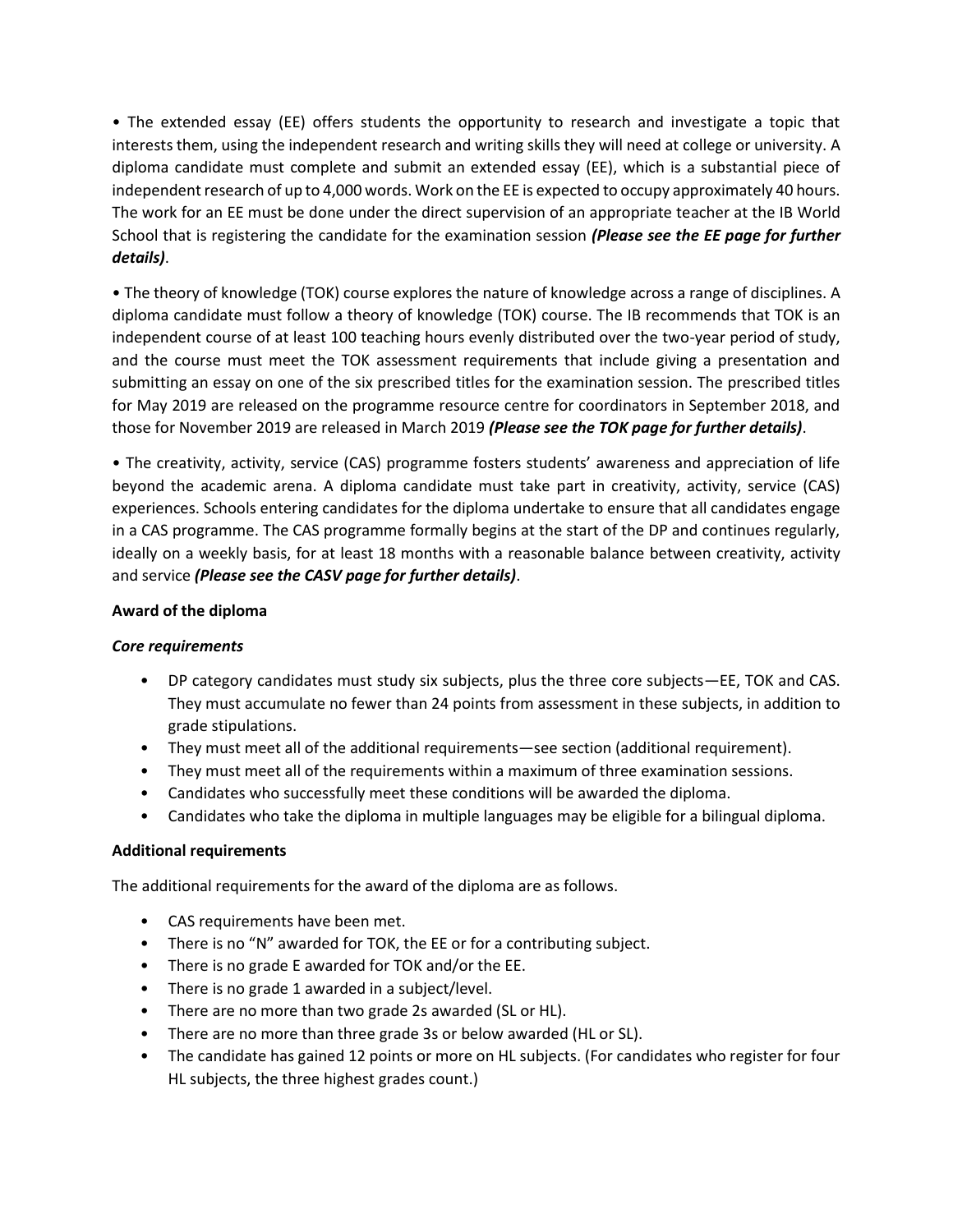• The extended essay (EE) offers students the opportunity to research and investigate a topic that interests them, using the independent research and writing skills they will need at college or university. A diploma candidate must complete and submit an extended essay (EE), which is a substantial piece of independent research of up to 4,000 words. Work on the EE is expected to occupy approximately 40 hours. The work for an EE must be done under the direct supervision of an appropriate teacher at the IB World School that is registering the candidate for the examination session ***(Please see the EE page for further details)***.

• The theory of knowledge (TOK) course explores the nature of knowledge across a range of disciplines. A diploma candidate must follow a theory of knowledge (TOK) course. The IB recommends that TOK is an independent course of at least 100 teaching hours evenly distributed over the two-year period of study, and the course must meet the TOK assessment requirements that include giving a presentation and submitting an essay on one of the six prescribed titles for the examination session. The prescribed titles for May 2019 are released on the programme resource centre for coordinators in September 2018, and those for November 2019 are released in March 2019 ***(Please see the TOK page for further details)***.

• The creativity, activity, service (CAS) programme fosters students' awareness and appreciation of life beyond the academic arena. A diploma candidate must take part in creativity, activity, service (CAS) experiences. Schools entering candidates for the diploma undertake to ensure that all candidates engage in a CAS programme. The CAS programme formally begins at the start of the DP and continues regularly, ideally on a weekly basis, for at least 18 months with a reasonable balance between creativity, activity and service ***(Please see the CASV page for further details)***.

**Award of the diploma**

***Core requirements***

- DP category candidates must study six subjects, plus the three core subjects—EE, TOK and CAS. They must accumulate no fewer than 24 points from assessment in these subjects, in addition to grade stipulations.
- They must meet all of the additional requirements—see section (additional requirement).
- They must meet all of the requirements within a maximum of three examination sessions.
- Candidates who successfully meet these conditions will be awarded the diploma.
- Candidates who take the diploma in multiple languages may be eligible for a bilingual diploma.

**Additional requirements**

The additional requirements for the award of the diploma are as follows.

- CAS requirements have been met.
- There is no "N" awarded for TOK, the EE or for a contributing subject.
- There is no grade E awarded for TOK and/or the EE.
- There is no grade 1 awarded in a subject/level.
- There are no more than two grade 2s awarded (SL or HL).
- There are no more than three grade 3s or below awarded (HL or SL).
- The candidate has gained 12 points or more on HL subjects. (For candidates who register for four HL subjects, the three highest grades count.)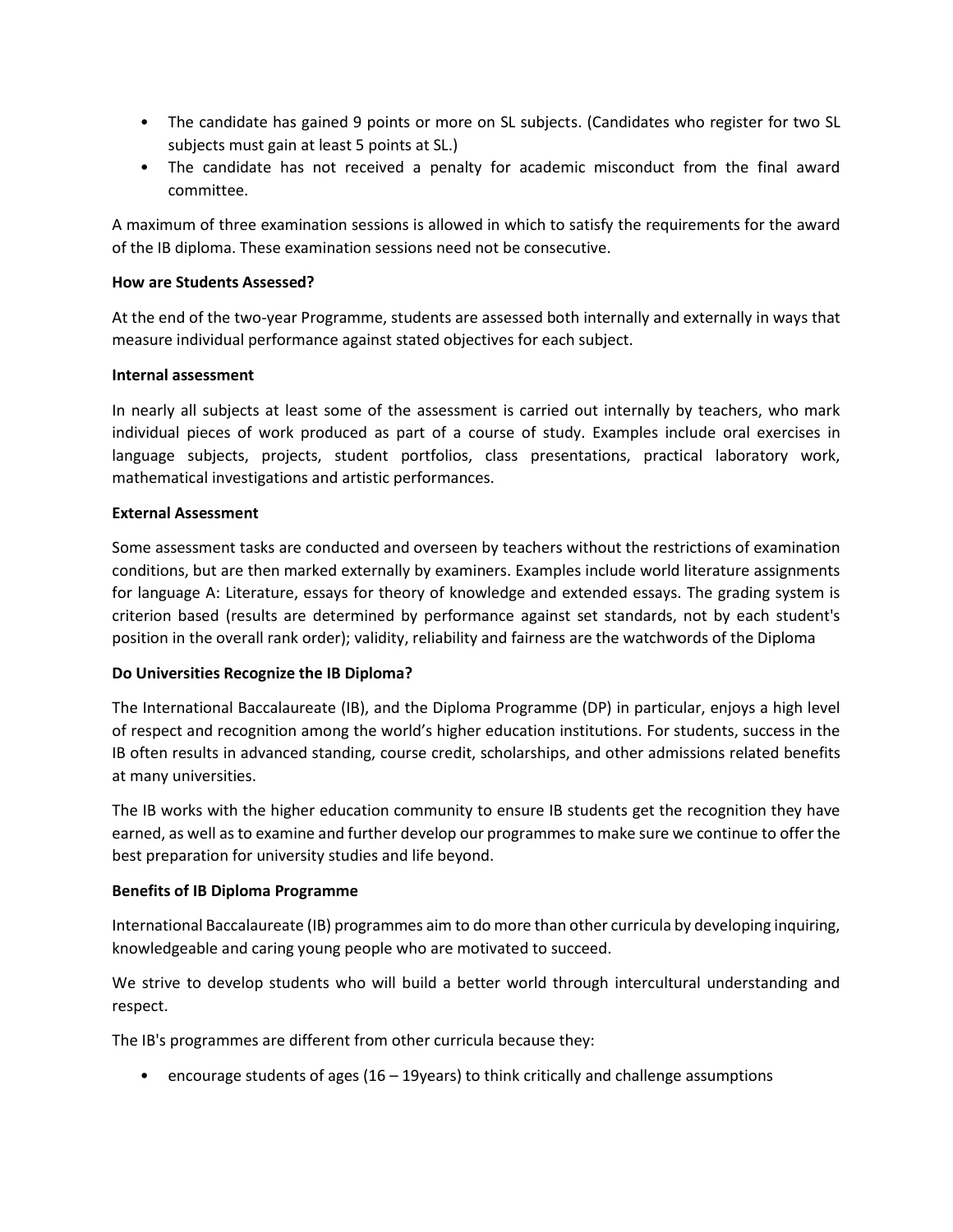- The candidate has gained 9 points or more on SL subjects. (Candidates who register for two SL subjects must gain at least 5 points at SL.)
- The candidate has not received a penalty for academic misconduct from the final award committee.

A maximum of three examination sessions is allowed in which to satisfy the requirements for the award of the IB diploma. These examination sessions need not be consecutive.

**How are Students Assessed?**

At the end of the two-year Programme, students are assessed both internally and externally in ways that measure individual performance against stated objectives for each subject.

**Internal assessment**

In nearly all subjects at least some of the assessment is carried out internally by teachers, who mark individual pieces of work produced as part of a course of study. Examples include oral exercises in language subjects, projects, student portfolios, class presentations, practical laboratory work, mathematical investigations and artistic performances.

**External Assessment**

Some assessment tasks are conducted and overseen by teachers without the restrictions of examination conditions, but are then marked externally by examiners. Examples include world literature assignments for language A: Literature, essays for theory of knowledge and extended essays. The grading system is criterion based (results are determined by performance against set standards, not by each student's position in the overall rank order); validity, reliability and fairness are the watchwords of the Diploma

**Do Universities Recognize the IB Diploma?**

The International Baccalaureate (IB), and the Diploma Programme (DP) in particular, enjoys a high level of respect and recognition among the world's higher education institutions. For students, success in the IB often results in advanced standing, course credit, scholarships, and other admissions related benefits at many universities.

The IB works with the higher education community to ensure IB students get the recognition they have earned, as well as to examine and further develop our programmes to make sure we continue to offer the best preparation for university studies and life beyond.

**Benefits of IB Diploma Programme**

International Baccalaureate (IB) programmes aim to do more than other curricula by developing inquiring, knowledgeable and caring young people who are motivated to succeed.

We strive to develop students who will build a better world through intercultural understanding and respect.

The IB's programmes are different from other curricula because they:

- encourage students of ages (16 – 19years) to think critically and challenge assumptions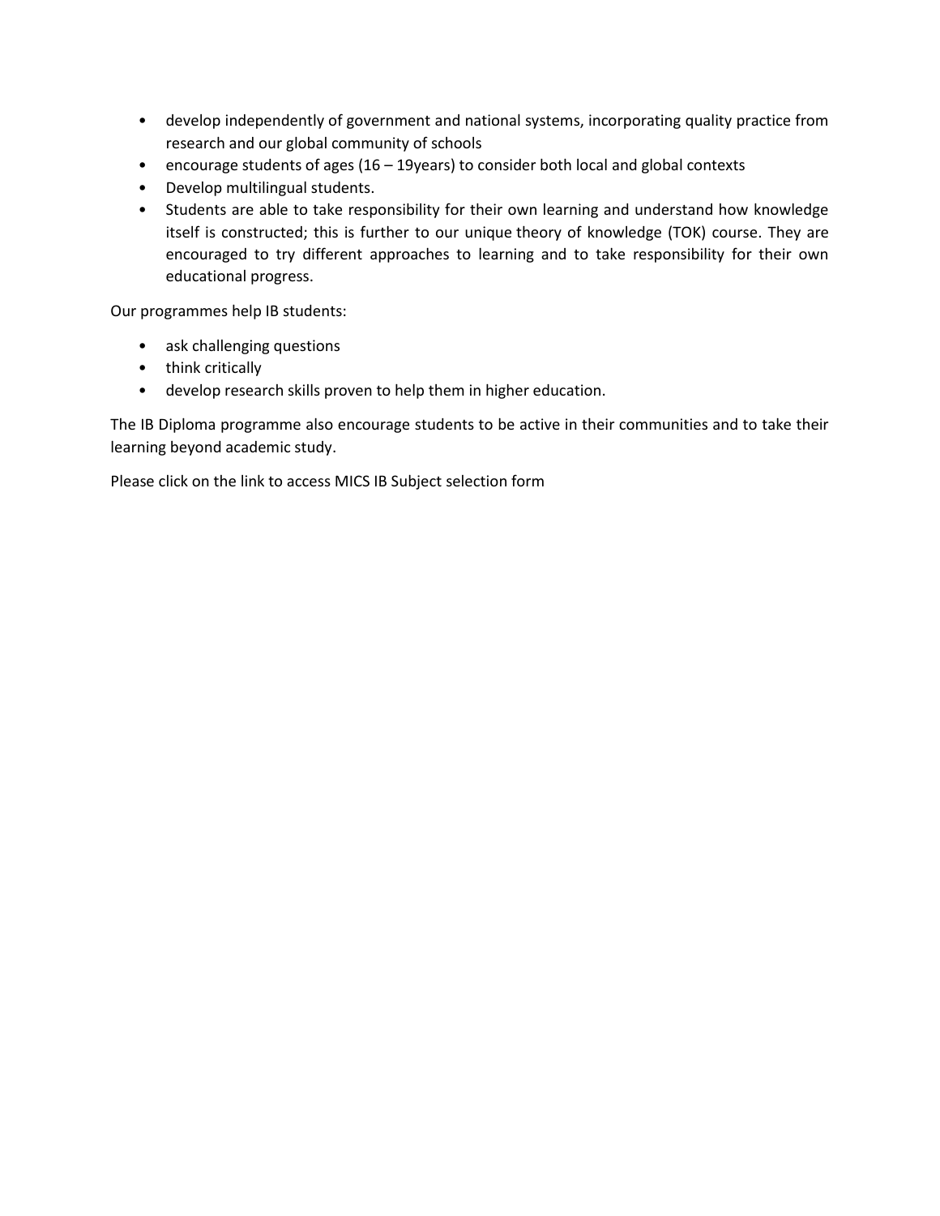- develop independently of government and national systems, incorporating quality practice from research and our global community of schools
- encourage students of ages (16 – 19years) to consider both local and global contexts
- Develop multilingual students.
- Students are able to take responsibility for their own learning and understand how knowledge itself is constructed; this is further to our unique theory of knowledge (TOK) course. They are encouraged to try different approaches to learning and to take responsibility for their own educational progress.

Our programmes help IB students:

- ask challenging questions
- think critically
- develop research skills proven to help them in higher education.

The IB Diploma programme also encourage students to be active in their communities and to take their learning beyond academic study.

Please click on the link to access MICS IB Subject selection form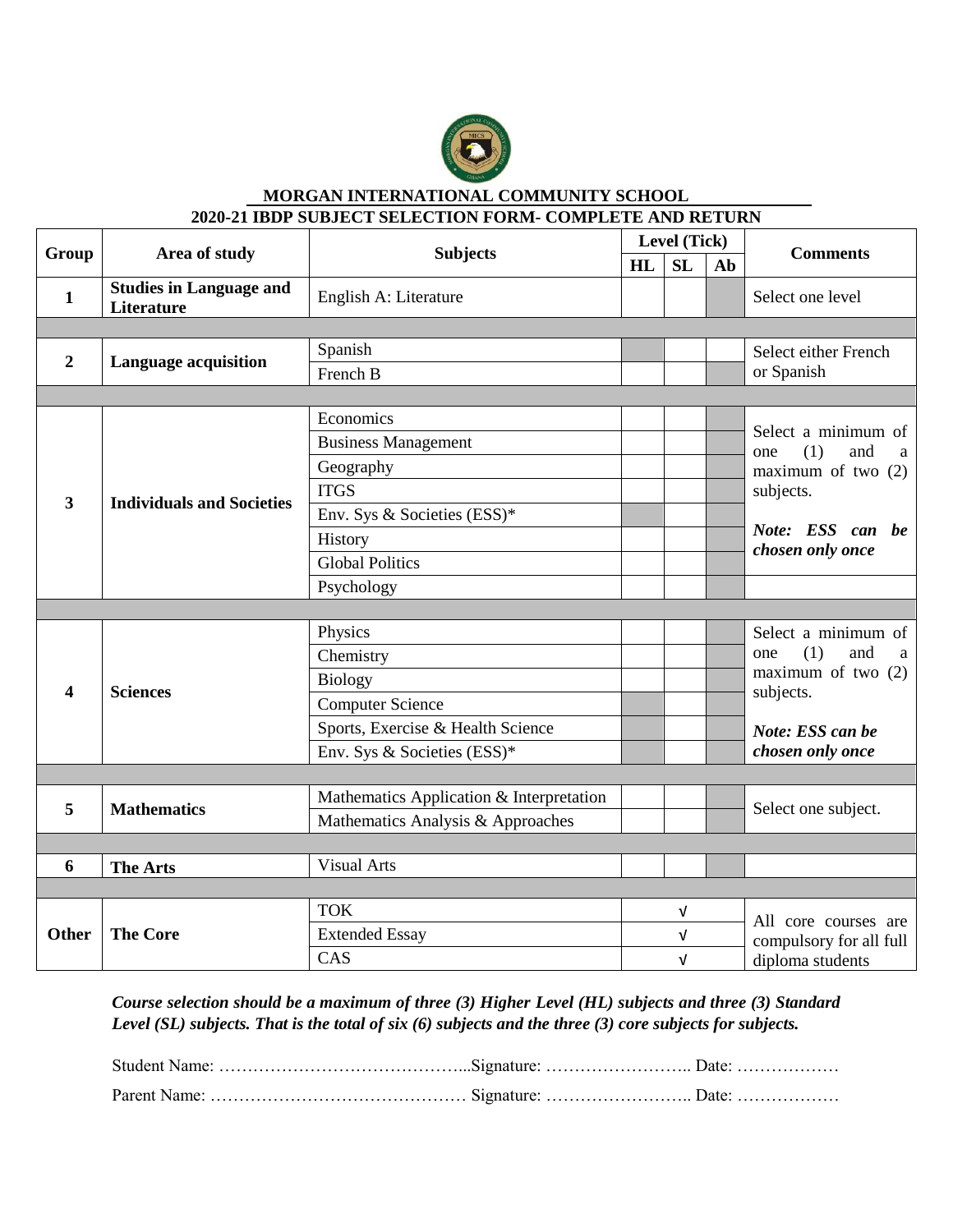**MORGAN INTERNATIONAL COMMUNITY SCHOOL**

**2020-21 IBDP SUBJECT SELECTION FORM- COMPLETE AND RETURN**

| Group | Area of study | Subjects | Level (Tick) | | | Comments |
|---|---|---|---|---|---|---|
| | | | HL | SL | Ab | |
| 1 | Studies in Language and Literature | English A: Literature | | | | Select one level |
| 2 | Language acquisition | Spanish | | | | Select either French or Spanish |
| | | French B | | | | |
| 3 | Individuals and Societies | Economics | | | | Select a minimum of one (1) and a maximum of two (2) subjects. *Note: ESS can be chosen only once* |
| | | Business Management | | | | |
| | | Geography | | | | |
| | | ITGS | | | | |
| | | Env. Sys & Societies (ESS)* | | | | |
| | | History | | | | |
| | | Global Politics | | | | |
| | | Psychology | | | | |
| 4 | Sciences | Physics | | | | Select a minimum of one (1) and a maximum of two (2) subjects. *Note: ESS can be chosen only once* |
| | | Chemistry | | | | |
| | | Biology | | | | |
| | | Computer Science | | | | |
| | | Sports, Exercise & Health Science | | | | |
| | | Env. Sys & Societies (ESS)* | | | | |
| 5 | Mathematics | Mathematics Application & Interpretation | | | | Select one subject. |
| | | Mathematics Analysis & Approaches | | | | |
| 6 | The Arts | Visual Arts | | | | |
| Other | The Core | TOK | | √ | | All core courses are compulsory for all full diploma students |
| | | Extended Essay | | √ | | |
| | | CAS | | √ | | |

***Course selection should be a maximum of three (3) Higher Level (HL) subjects and three (3) Standard Level (SL) subjects. That is the total of six (6) subjects and the three (3) core subjects for subjects.***

Student Name: ……………………………………...Signature: …………………….. Date: ………………

Parent Name: ……………………………………… Signature: …………………….. Date: ………………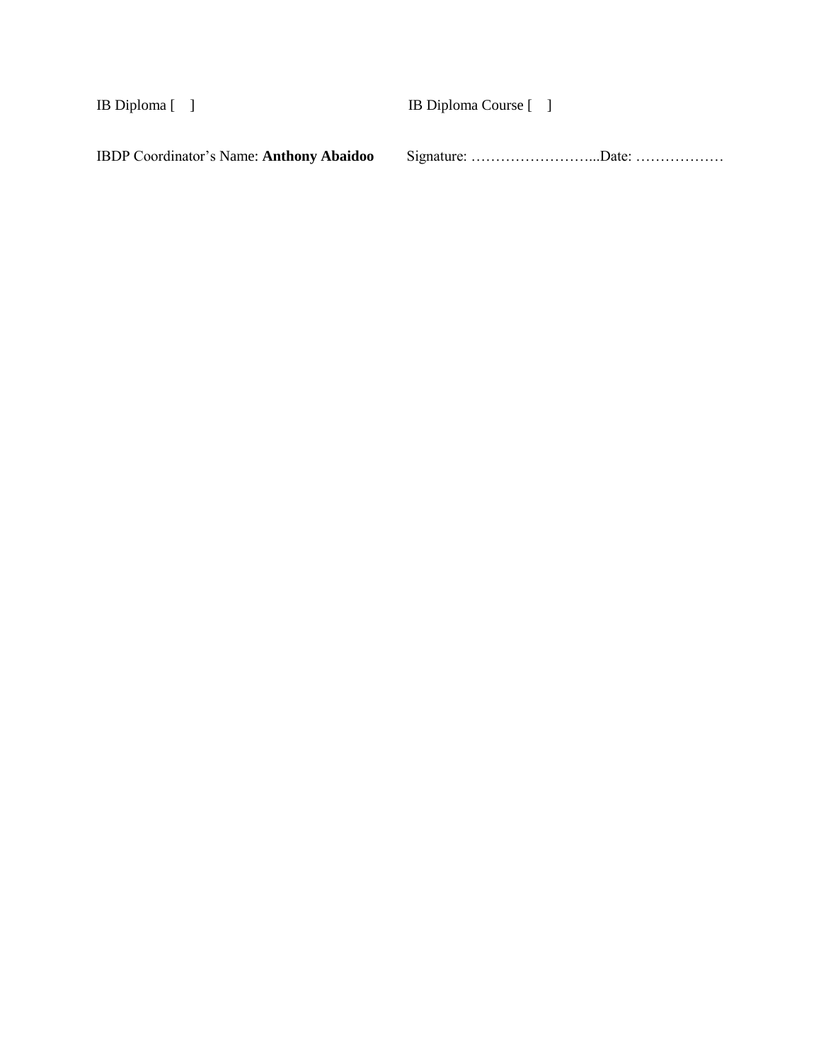IB Diploma [ ]                                        IB Diploma Course [ ]

IBDP Coordinator's Name: **Anthony Abaidoo**         Signature: ……………………...Date: ………………